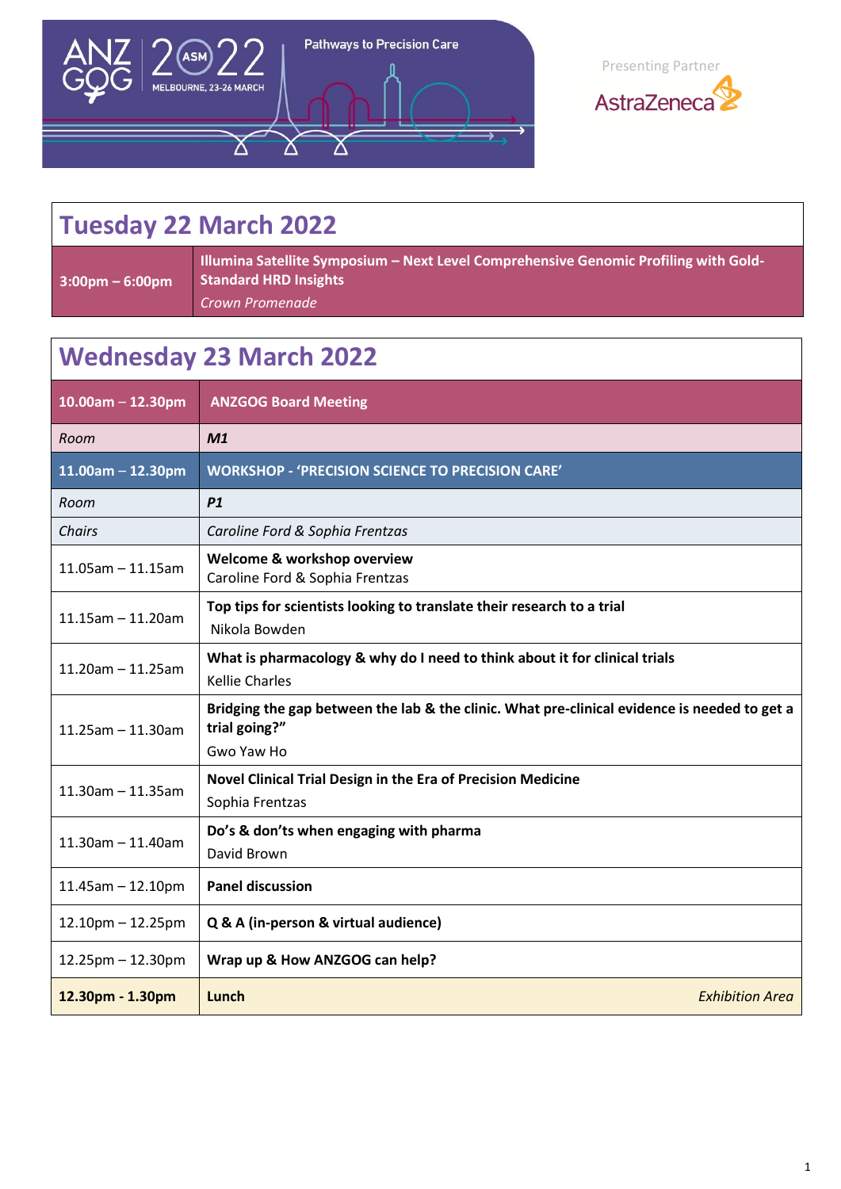ANZGOG 2022 ASM
MELBOURNE, 23-26 MARCH

Pathways to Precision Care

Presenting Partner
AstraZeneca

## Tuesday 22 March 2022

| | |
|---|---|
| **3:00pm – 6:00pm** | **Illumina Satellite Symposium – Next Level Comprehensive Genomic Profiling with Gold-Standard HRD Insights**<br>*Crown Promenade* |

## Wednesday 23 March 2022

| | |
|---|---|
| **10.00am – 12.30pm** | **ANZGOG Board Meeting** |
| *Room* | ***M1*** |
| **11.00am – 12.30pm** | **WORKSHOP - 'PRECISION SCIENCE TO PRECISION CARE'** |
| *Room* | ***P1*** |
| *Chairs* | *Caroline Ford & Sophia Frentzas* |
| 11.05am – 11.15am | **Welcome & workshop overview**<br>Caroline Ford & Sophia Frentzas |
| 11.15am – 11.20am | **Top tips for scientists looking to translate their research to a trial**<br>Nikola Bowden |
| 11.20am – 11.25am | **What is pharmacology & why do I need to think about it for clinical trials**<br>Kellie Charles |
| 11.25am – 11.30am | **Bridging the gap between the lab & the clinic. What pre-clinical evidence is needed to get a trial going?"**<br>Gwo Yaw Ho |
| 11.30am – 11.35am | **Novel Clinical Trial Design in the Era of Precision Medicine**<br>Sophia Frentzas |
| 11.30am – 11.40am | **Do's & don'ts when engaging with pharma**<br>David Brown |
| 11.45am – 12.10pm | **Panel discussion** |
| 12.10pm – 12.25pm | **Q & A (in-person & virtual audience)** |
| 12.25pm – 12.30pm | **Wrap up & How ANZGOG can help?** |
| **12.30pm - 1.30pm** | **Lunch** *Exhibition Area* |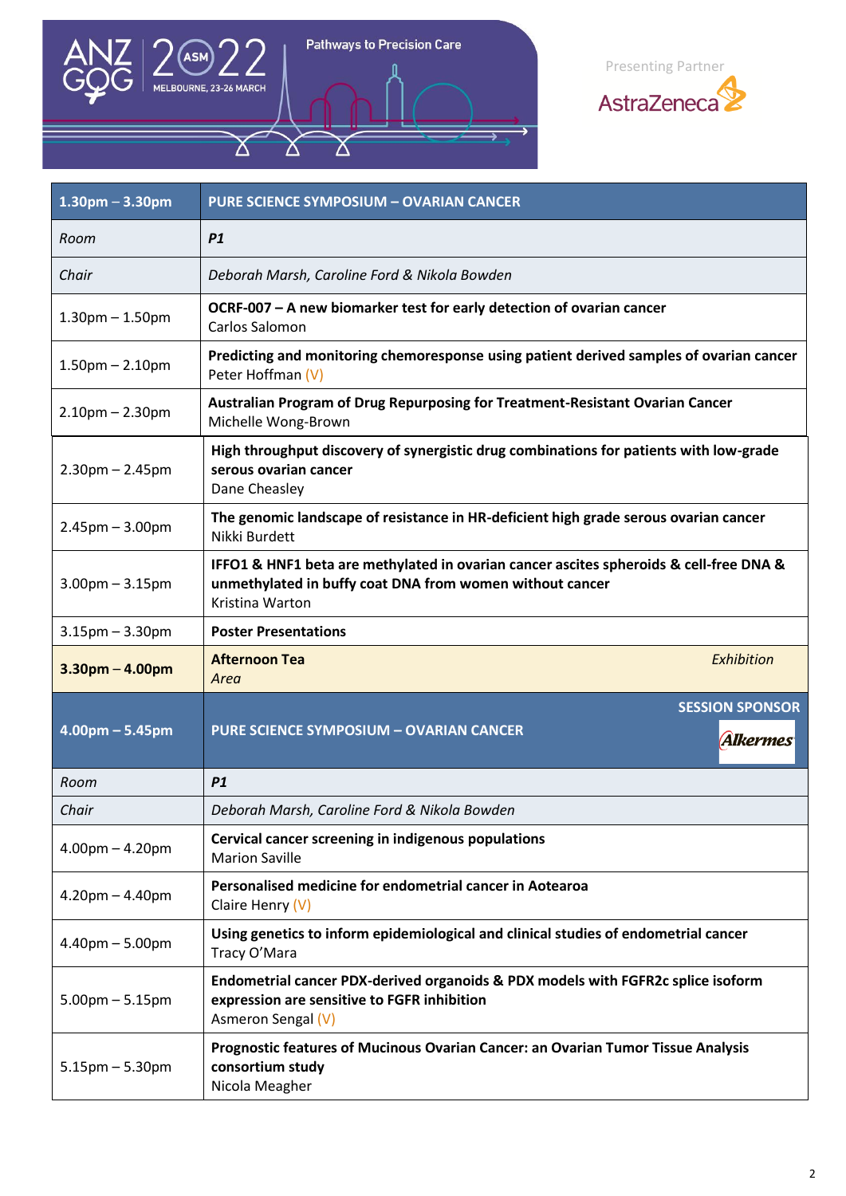| 1.30pm – 3.30pm | PURE SCIENCE SYMPOSIUM – OVARIAN CANCER |
|---|---|
| *Room* | ***P1*** |
| *Chair* | *Deborah Marsh, Caroline Ford & Nikola Bowden* |
| 1.30pm – 1.50pm | **OCRF-007 – A new biomarker test for early detection of ovarian cancer**<br>Carlos Salomon |
| 1.50pm – 2.10pm | **Predicting and monitoring chemoresponse using patient derived samples of ovarian cancer**<br>Peter Hoffman (V) |
| 2.10pm – 2.30pm | **Australian Program of Drug Repurposing for Treatment-Resistant Ovarian Cancer**<br>Michelle Wong-Brown |
| 2.30pm – 2.45pm | **High throughput discovery of synergistic drug combinations for patients with low-grade serous ovarian cancer**<br>Dane Cheasley |
| 2.45pm – 3.00pm | **The genomic landscape of resistance in HR-deficient high grade serous ovarian cancer**<br>Nikki Burdett |
| 3.00pm – 3.15pm | **IFFO1 & HNF1 beta are methylated in ovarian cancer ascites spheroids & cell-free DNA & unmethylated in buffy coat DNA from women without cancer**<br>Kristina Warton |
| 3.15pm – 3.30pm | **Poster Presentations** |
| **3.30pm – 4.00pm** | **Afternoon Tea** *Exhibition Area* |
| **4.00pm – 5.45pm** | **PURE SCIENCE SYMPOSIUM – OVARIAN CANCER** — SESSION SPONSOR: Alkermes |
| *Room* | ***P1*** |
| *Chair* | *Deborah Marsh, Caroline Ford & Nikola Bowden* |
| 4.00pm – 4.20pm | **Cervical cancer screening in indigenous populations**<br>Marion Saville |
| 4.20pm – 4.40pm | **Personalised medicine for endometrial cancer in Aotearoa**<br>Claire Henry (V) |
| 4.40pm – 5.00pm | **Using genetics to inform epidemiological and clinical studies of endometrial cancer**<br>Tracy O'Mara |
| 5.00pm – 5.15pm | **Endometrial cancer PDX-derived organoids & PDX models with FGFR2c splice isoform expression are sensitive to FGFR inhibition**<br>Asmeron Sengal (V) |
| 5.15pm – 5.30pm | **Prognostic features of Mucinous Ovarian Cancer: an Ovarian Tumor Tissue Analysis consortium study**<br>Nicola Meagher |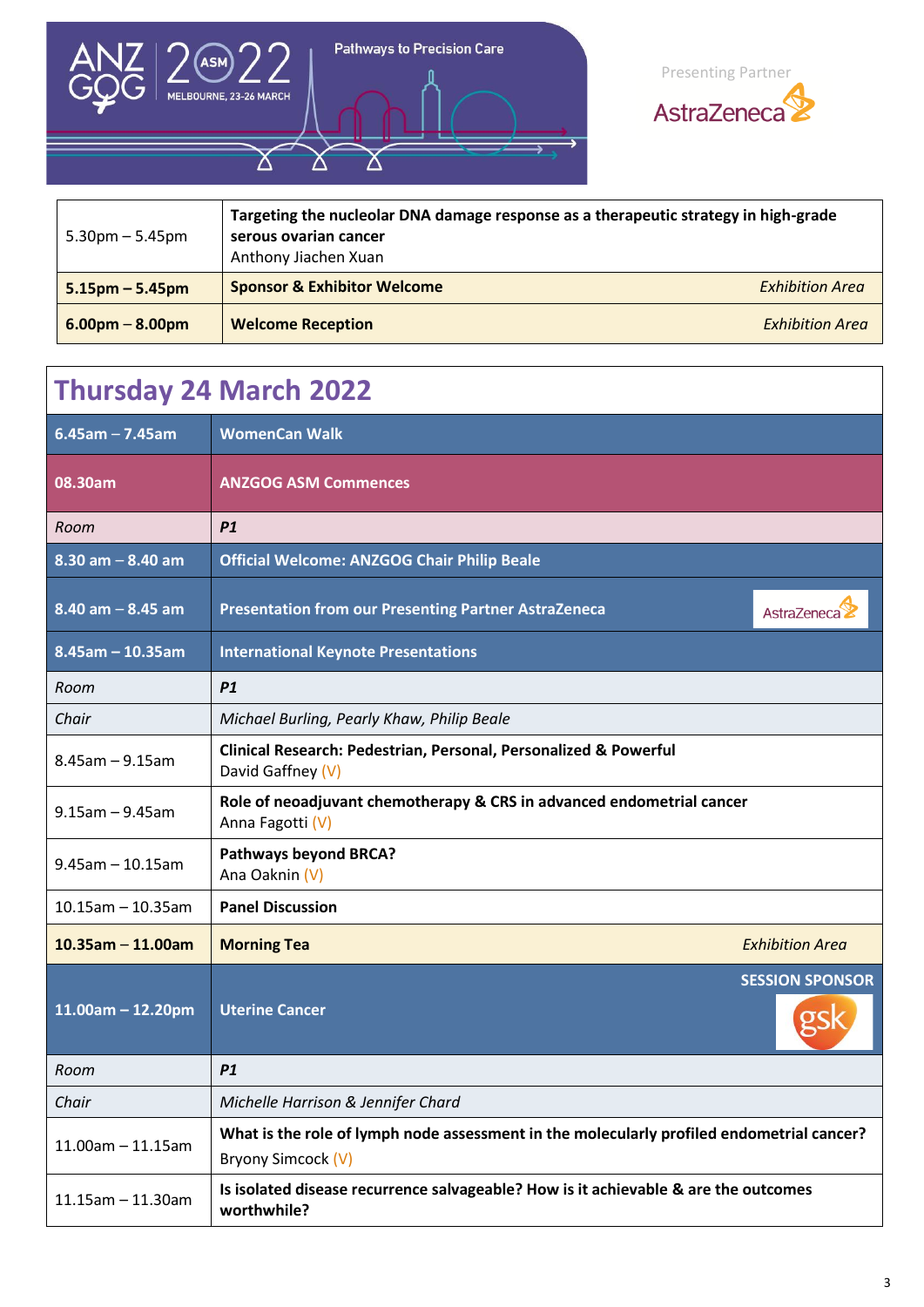| | |
|---|---|
| 5.30pm – 5.45pm | **Targeting the nucleolar DNA damage response as a therapeutic strategy in high-grade serous ovarian cancer**<br>Anthony Jiachen Xuan |
| **5.15pm – 5.45pm** | **Sponsor & Exhibitor Welcome** *Exhibition Area* |
| **6.00pm – 8.00pm** | **Welcome Reception** *Exhibition Area* |

## Thursday 24 March 2022

| | |
|---|---|
| **6.45am – 7.45am** | **WomenCan Walk** |
| **08.30am** | **ANZGOG ASM Commences** |
| *Room* | ***P1*** |
| **8.30 am – 8.40 am** | **Official Welcome: ANZGOG Chair Philip Beale** |
| **8.40 am – 8.45 am** | **Presentation from our Presenting Partner AstraZeneca** |
| **8.45am – 10.35am** | **International Keynote Presentations** |
| *Room* | ***P1*** |
| *Chair* | *Michael Burling, Pearly Khaw, Philip Beale* |
| 8.45am – 9.15am | **Clinical Research: Pedestrian, Personal, Personalized & Powerful**<br>David Gaffney (V) |
| 9.15am – 9.45am | **Role of neoadjuvant chemotherapy & CRS in advanced endometrial cancer**<br>Anna Fagotti (V) |
| 9.45am – 10.15am | **Pathways beyond BRCA?**<br>Ana Oaknin (V) |
| 10.15am – 10.35am | **Panel Discussion** |
| **10.35am – 11.00am** | **Morning Tea** *Exhibition Area* |
| **11.00am – 12.20pm** | **Uterine Cancer** — SESSION SPONSOR: gsk |
| *Room* | ***P1*** |
| *Chair* | *Michelle Harrison & Jennifer Chard* |
| 11.00am – 11.15am | **What is the role of lymph node assessment in the molecularly profiled endometrial cancer?**<br>Bryony Simcock (V) |
| 11.15am – 11.30am | **Is isolated disease recurrence salvageable? How is it achievable & are the outcomes worthwhile?** |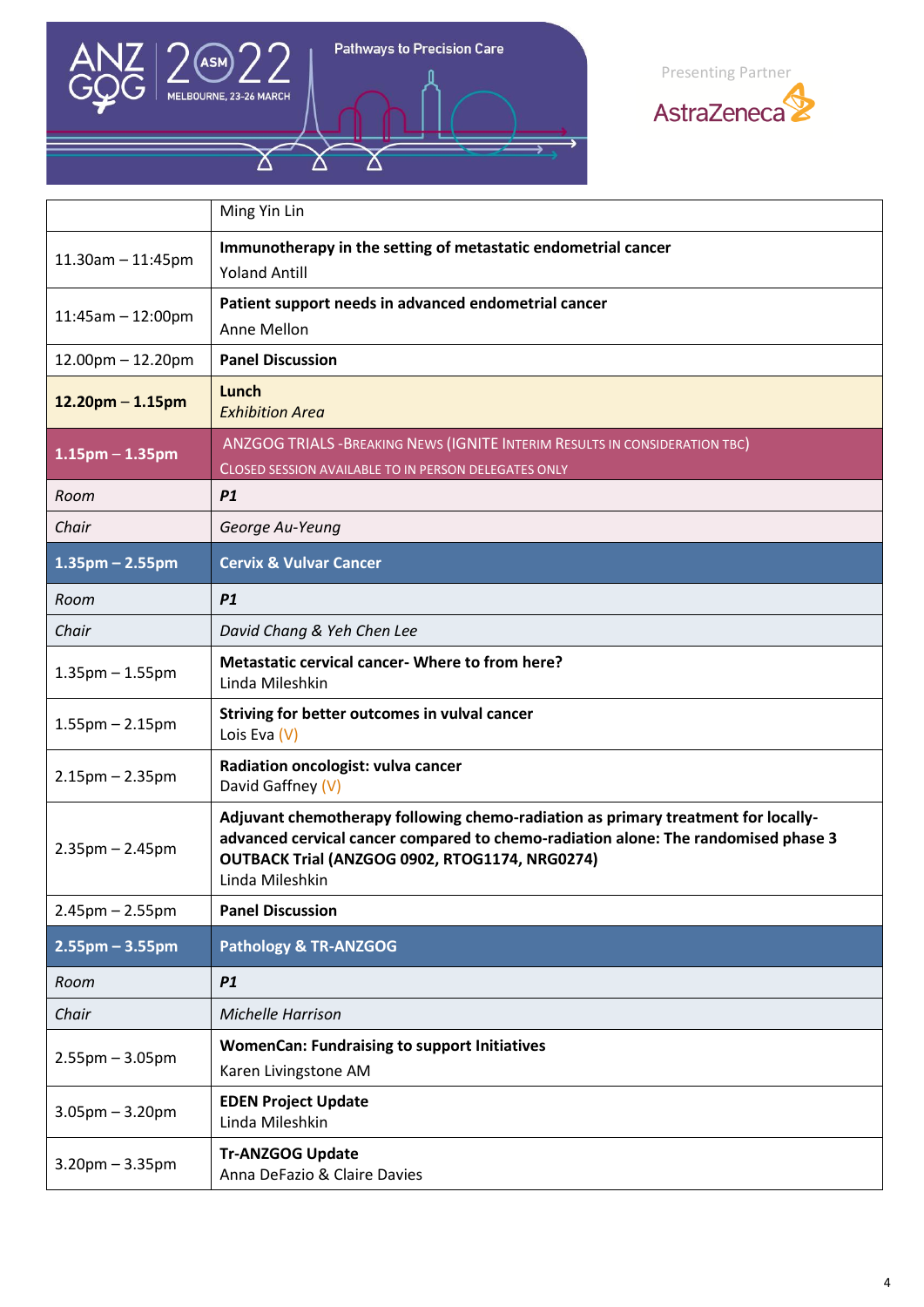| | Ming Yin Lin |
|---|---|
| 11.30am – 11:45pm | **Immunotherapy in the setting of metastatic endometrial cancer**<br>Yoland Antill |
| 11:45am – 12:00pm | **Patient support needs in advanced endometrial cancer**<br>Anne Mellon |
| 12.00pm – 12.20pm | **Panel Discussion** |
| **12.20pm – 1.15pm** | **Lunch**<br>*Exhibition Area* |
| **1.15pm – 1.35pm** | ANZGOG TRIALS -BREAKING NEWS (IGNITE INTERIM RESULTS IN CONSIDERATION TBC)<br>CLOSED SESSION AVAILABLE TO IN PERSON DELEGATES ONLY |
| *Room* | ***P1*** |
| *Chair* | *George Au-Yeung* |
| **1.35pm – 2.55pm** | **Cervix & Vulvar Cancer** |
| *Room* | ***P1*** |
| *Chair* | *David Chang & Yeh Chen Lee* |
| 1.35pm – 1.55pm | **Metastatic cervical cancer- Where to from here?**<br>Linda Mileshkin |
| 1.55pm – 2.15pm | **Striving for better outcomes in vulval cancer**<br>Lois Eva (V) |
| 2.15pm – 2.35pm | **Radiation oncologist: vulva cancer**<br>David Gaffney (V) |
| 2.35pm – 2.45pm | **Adjuvant chemotherapy following chemo-radiation as primary treatment for locally-advanced cervical cancer compared to chemo-radiation alone: The randomised phase 3 OUTBACK Trial (ANZGOG 0902, RTOG1174, NRG0274)**<br>Linda Mileshkin |
| 2.45pm – 2.55pm | **Panel Discussion** |
| **2.55pm – 3.55pm** | **Pathology & TR-ANZGOG** |
| *Room* | ***P1*** |
| *Chair* | *Michelle Harrison* |
| 2.55pm – 3.05pm | **WomenCan: Fundraising to support Initiatives**<br>Karen Livingstone AM |
| 3.05pm – 3.20pm | **EDEN Project Update**<br>Linda Mileshkin |
| 3.20pm – 3.35pm | **Tr-ANZGOG Update**<br>Anna DeFazio & Claire Davies |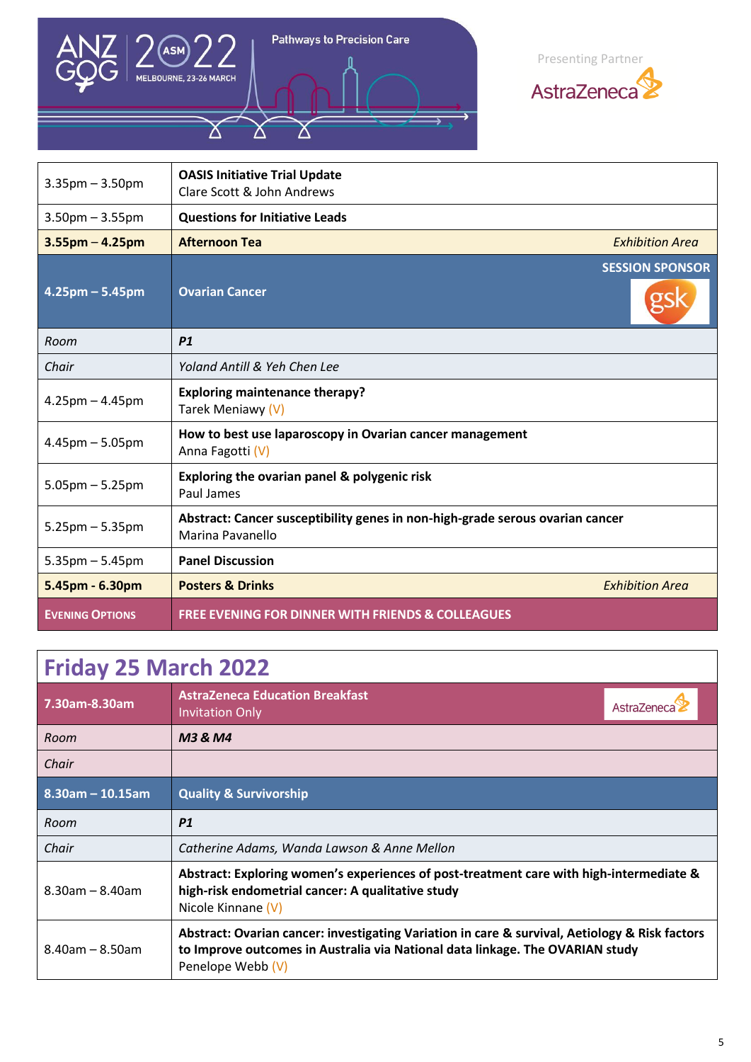| | |
|---|---|
| 3.35pm – 3.50pm | **OASIS Initiative Trial Update**<br>Clare Scott & John Andrews |
| 3.50pm – 3.55pm | **Questions for Initiative Leads** |
| **3.55pm – 4.25pm** | **Afternoon Tea** *Exhibition Area* |
| **4.25pm – 5.45pm** | **Ovarian Cancer** **SESSION SPONSOR** gsk |
| *Room* | ***P1*** |
| *Chair* | *Yoland Antill & Yeh Chen Lee* |
| 4.25pm – 4.45pm | **Exploring maintenance therapy?**<br>Tarek Meniawy (V) |
| 4.45pm – 5.05pm | **How to best use laparoscopy in Ovarian cancer management**<br>Anna Fagotti (V) |
| 5.05pm – 5.25pm | **Exploring the ovarian panel & polygenic risk**<br>Paul James |
| 5.25pm – 5.35pm | **Abstract: Cancer susceptibility genes in non-high-grade serous ovarian cancer**<br>Marina Pavanello |
| 5.35pm – 5.45pm | **Panel Discussion** |
| **5.45pm - 6.30pm** | **Posters & Drinks** *Exhibition Area* |
| **EVENING OPTIONS** | **FREE EVENING FOR DINNER WITH FRIENDS & COLLEAGUES** |

## Friday 25 March 2022

| | |
|---|---|
| **7.30am-8.30am** | **AstraZeneca Education Breakfast**<br>Invitation Only AstraZeneca |
| *Room* | ***M3 & M4*** |
| *Chair* | |
| **8.30am – 10.15am** | **Quality & Survivorship** |
| *Room* | ***P1*** |
| *Chair* | *Catherine Adams, Wanda Lawson & Anne Mellon* |
| 8.30am – 8.40am | **Abstract: Exploring women's experiences of post-treatment care with high-intermediate & high-risk endometrial cancer: A qualitative study**<br>Nicole Kinnane (V) |
| 8.40am – 8.50am | **Abstract: Ovarian cancer: investigating Variation in care & survival, Aetiology & Risk factors to Improve outcomes in Australia via National data linkage. The OVARIAN study**<br>Penelope Webb (V) |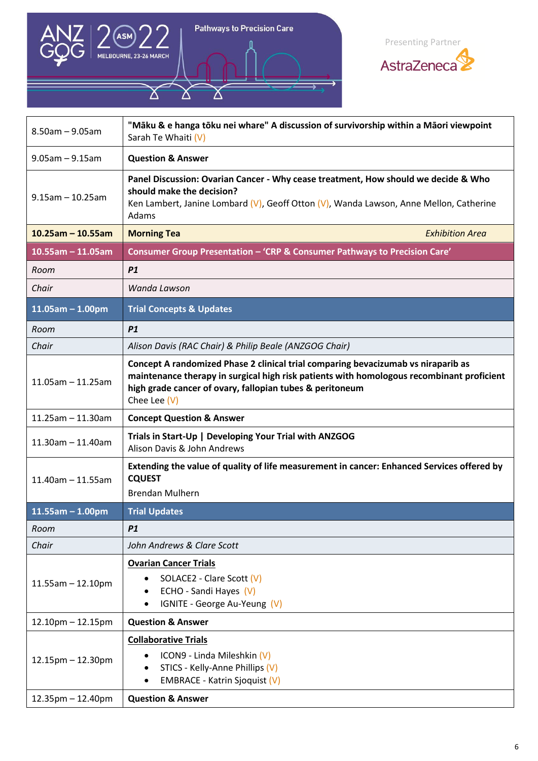ANZGOG 2022 ASM — MELBOURNE, 23-26 MARCH — Pathways to Precision Care

Presenting Partner AstraZeneca

| Time | Session |
|---|---|
| 8.50am – 9.05am | **"Māku & e hanga tōku nei whare" A discussion of survivorship within a Māori viewpoint**<br>Sarah Te Whaiti (V) |
| 9.05am – 9.15am | **Question & Answer** |
| 9.15am – 10.25am | **Panel Discussion: Ovarian Cancer - Why cease treatment, How should we decide & Who should make the decision?**<br>Ken Lambert, Janine Lombard (V), Geoff Otton (V), Wanda Lawson, Anne Mellon, Catherine Adams |
| **10.25am – 10.55am** | **Morning Tea** *Exhibition Area* |
| **10.55am – 11.05am** | **Consumer Group Presentation – 'CRP & Consumer Pathways to Precision Care'** |
| *Room* | ***P1*** |
| *Chair* | *Wanda Lawson* |
| **11.05am – 1.00pm** | **Trial Concepts & Updates** |
| *Room* | ***P1*** |
| *Chair* | *Alison Davis (RAC Chair) & Philip Beale (ANZGOG Chair)* |
| 11.05am – 11.25am | **Concept A randomized Phase 2 clinical trial comparing bevacizumab vs niraparib as maintenance therapy in surgical high risk patients with homologous recombinant proficient high grade cancer of ovary, fallopian tubes & peritoneum**<br>Chee Lee (V) |
| 11.25am – 11.30am | **Concept Question & Answer** |
| 11.30am – 11.40am | **Trials in Start-Up \| Developing Your Trial with ANZGOG**<br>Alison Davis & John Andrews |
| 11.40am – 11.55am | **Extending the value of quality of life measurement in cancer: Enhanced Services offered by CQUEST**<br>Brendan Mulhern |
| **11.55am – 1.00pm** | **Trial Updates** |
| *Room* | ***P1*** |
| *Chair* | *John Andrews & Clare Scott* |
| 11.55am – 12.10pm | **Ovarian Cancer Trials**<br>• SOLACE2 - Clare Scott (V)<br>• ECHO - Sandi Hayes (V)<br>• IGNITE - George Au-Yeung (V) |
| 12.10pm – 12.15pm | **Question & Answer** |
| 12.15pm – 12.30pm | **Collaborative Trials**<br>• ICON9 - Linda Mileshkin (V)<br>• STICS - Kelly-Anne Phillips (V)<br>• EMBRACE - Katrin Sjoquist (V) |
| 12.35pm – 12.40pm | **Question & Answer** |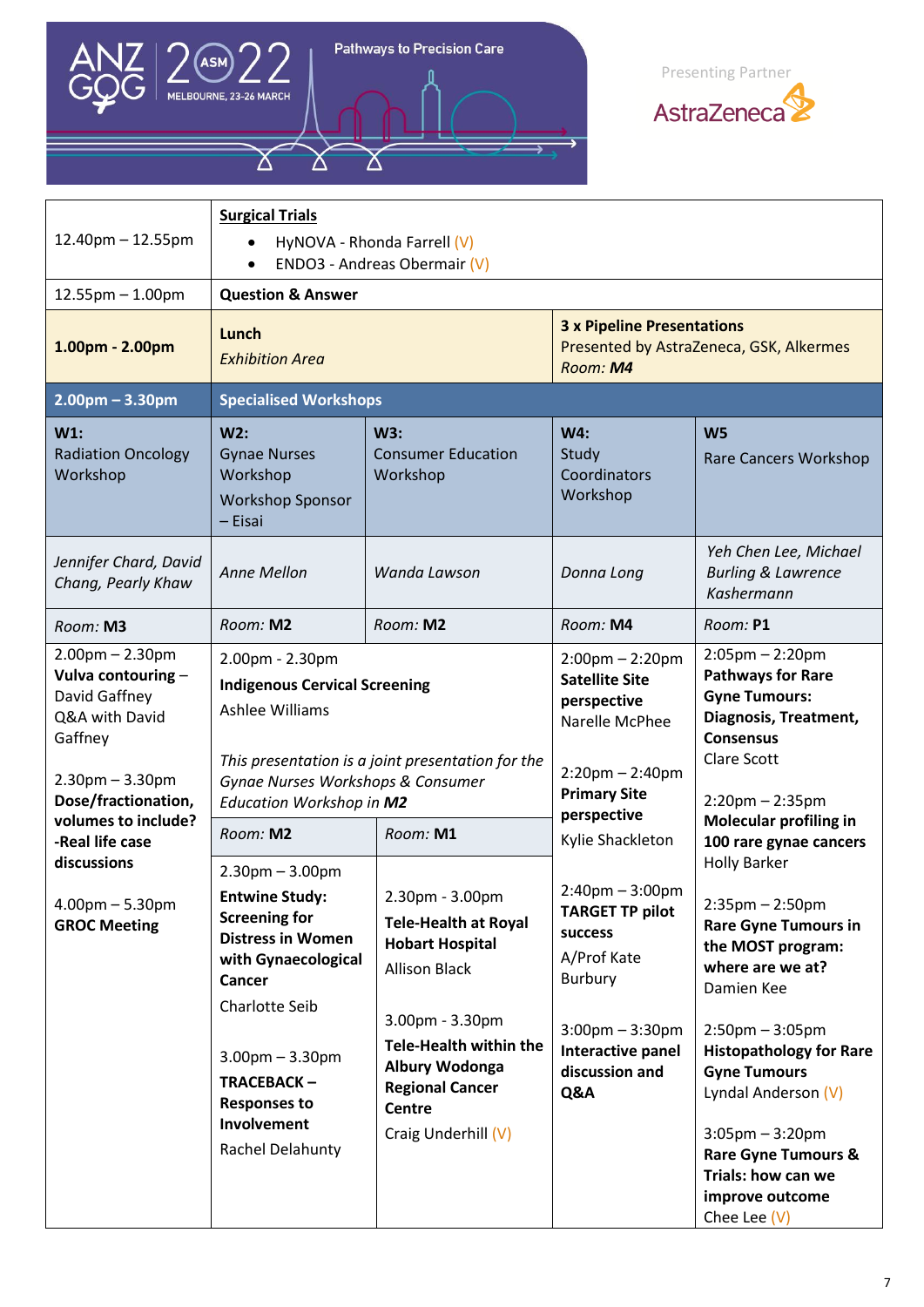ANZGOG 2022 ASM — Pathways to Precision Care — MELBOURNE, 23-26 MARCH

Presenting Partner AstraZeneca

| | | | | | |
|---|---|---|---|---|---|
| 12.40pm – 12.55pm | **Surgical Trials**<br>• HyNOVA - Rhonda Farrell (V)<br>• ENDO3 - Andreas Obermair (V) | | | | |
| 12.55pm – 1.00pm | **Question & Answer** | | | | |
| **1.00pm - 2.00pm** | **Lunch**<br>*Exhibition Area* | | **3 x Pipeline Presentations**<br>Presented by AstraZeneca, GSK, Alkermes<br>*Room:* ***M4*** | | |
| **2.00pm – 3.30pm** | **Specialised Workshops** | | | | |
| **W1:**<br>Radiation Oncology Workshop | **W2:**<br>Gynae Nurses Workshop<br>Workshop Sponsor – Eisai | **W3:**<br>Consumer Education Workshop | **W4:**<br>Study Coordinators Workshop | | **W5**<br>Rare Cancers Workshop |
| *Jennifer Chard, David Chang, Pearly Khaw* | *Anne Mellon* | *Wanda Lawson* | *Donna Long* | | *Yeh Chen Lee, Michael Burling & Lawrence Kashermann* |
| *Room:* **M3** | *Room:* **M2** | *Room:* **M2** | *Room:* **M4** | | *Room:* **P1** |
| 2.00pm – 2.30pm<br>**Vulva contouring** – David Gaffney<br>Q&A with David Gaffney<br><br>2.30pm – 3.30pm<br>**Dose/fractionation, volumes to include? -Real life case discussions**<br><br>4.00pm – 5.30pm<br>**GROC Meeting** | 2.00pm - 2.30pm<br>**Indigenous Cervical Screening**<br>Ashlee Williams<br><br>*This presentation is a joint presentation for the Gynae Nurses Workshops & Consumer Education Workshop in* ***M2*** | | 2:00pm – 2:20pm<br>**Satellite Site perspective**<br>Narelle McPhee<br><br>2:20pm – 2:40pm<br>**Primary Site perspective**<br>Kylie Shackleton<br><br>2:40pm – 3:00pm<br>**TARGET TP pilot success**<br>A/Prof Kate Burbury<br><br>3:00pm – 3:30pm<br>**Interactive panel discussion and Q&A** | | 2:05pm – 2:20pm<br>**Pathways for Rare Gyne Tumours: Diagnosis, Treatment, Consensus**<br>Clare Scott<br><br>2:20pm – 2:35pm<br>**Molecular profiling in 100 rare gynae cancers**<br>Holly Barker<br><br>2:35pm – 2:50pm<br>**Rare Gyne Tumours in the MOST program: where are we at?**<br>Damien Kee<br><br>2:50pm – 3:05pm<br>**Histopathology for Rare Gyne Tumours**<br>Lyndal Anderson (V)<br><br>3:05pm – 3:20pm<br>**Rare Gyne Tumours & Trials: how can we improve outcome**<br>Chee Lee (V) |
| | *Room:* **M2** | *Room:* **M1** | | | |
| | 2.30pm – 3.00pm<br>**Entwine Study: Screening for Distress in Women with Gynaecological Cancer**<br>Charlotte Seib<br><br>3.00pm – 3.30pm<br>**TRACEBACK – Responses to Involvement**<br>Rachel Delahunty | 2.30pm - 3.00pm<br>**Tele-Health at Royal Hobart Hospital**<br>Allison Black<br><br>3.00pm - 3.30pm<br>**Tele-Health within the Albury Wodonga Regional Cancer Centre**<br>Craig Underhill (V) | | | |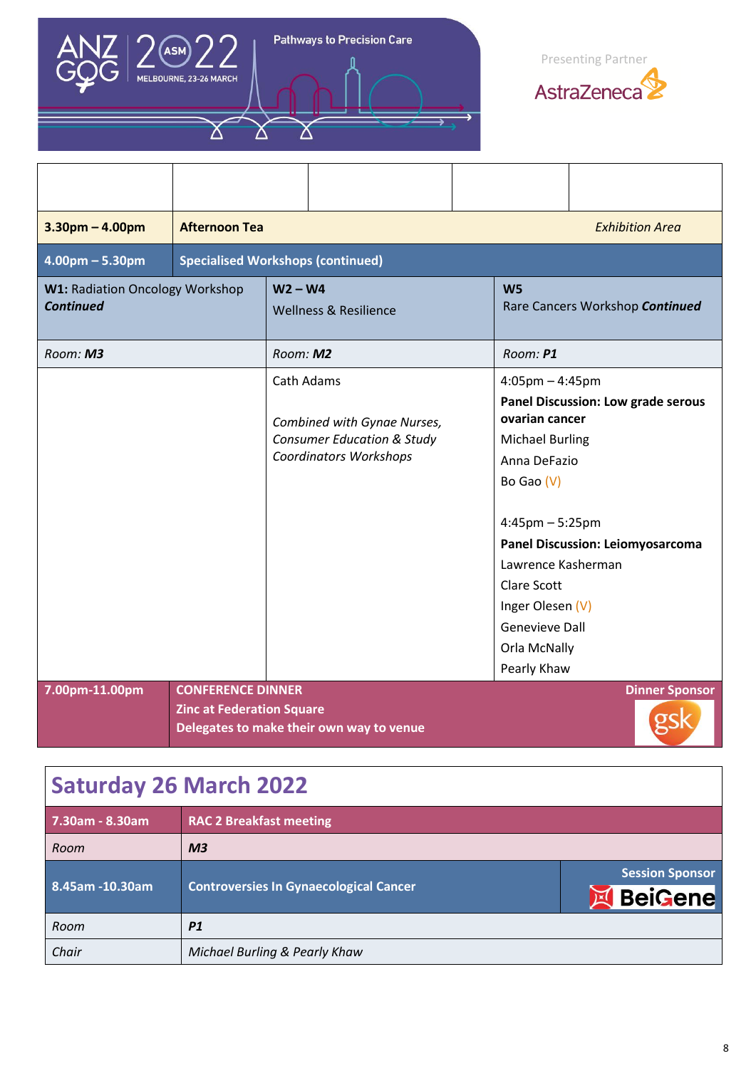| | | | | |
|---|---|---|---|---|
| **3.30pm – 4.00pm** | **Afternoon Tea** | | | *Exhibition Area* |
| **4.00pm – 5.30pm** | **Specialised Workshops (continued)** | | | |

| **W1:** Radiation Oncology Workshop ***Continued*** | **W2 – W4** Wellness & Resilience | **W5** Rare Cancers Workshop ***Continued*** |
|---|---|---|
| Room: ***M3*** | Room: ***M2*** | Room: ***P1*** |
| | Cath Adams<br><br>*Combined with Gynae Nurses, Consumer Education & Study Coordinators Workshops* | 4:05pm – 4:45pm<br>**Panel Discussion: Low grade serous ovarian cancer**<br>Michael Burling<br>Anna DeFazio<br>Bo Gao (V)<br><br>4:45pm – 5:25pm<br>**Panel Discussion: Leiomyosarcoma**<br>Lawrence Kasherman<br>Clare Scott<br>Inger Olesen (V)<br>Genevieve Dall<br>Orla McNally<br>Pearly Khaw |

| | | |
|---|---|---|
| **7.00pm-11.00pm** | **CONFERENCE DINNER**<br>**Zinc at Federation Square**<br>**Delegates to make their own way to venue** | **Dinner Sponsor** gsk |

## Saturday 26 March 2022

| | | |
|---|---|---|
| **7.30am - 8.30am** | **RAC 2 Breakfast meeting** | |
| *Room* | ***M3*** | |
| **8.45am -10.30am** | **Controversies In Gynaecological Cancer** | **Session Sponsor** BeiGene |
| *Room* | ***P1*** | |
| *Chair* | *Michael Burling & Pearly Khaw* | |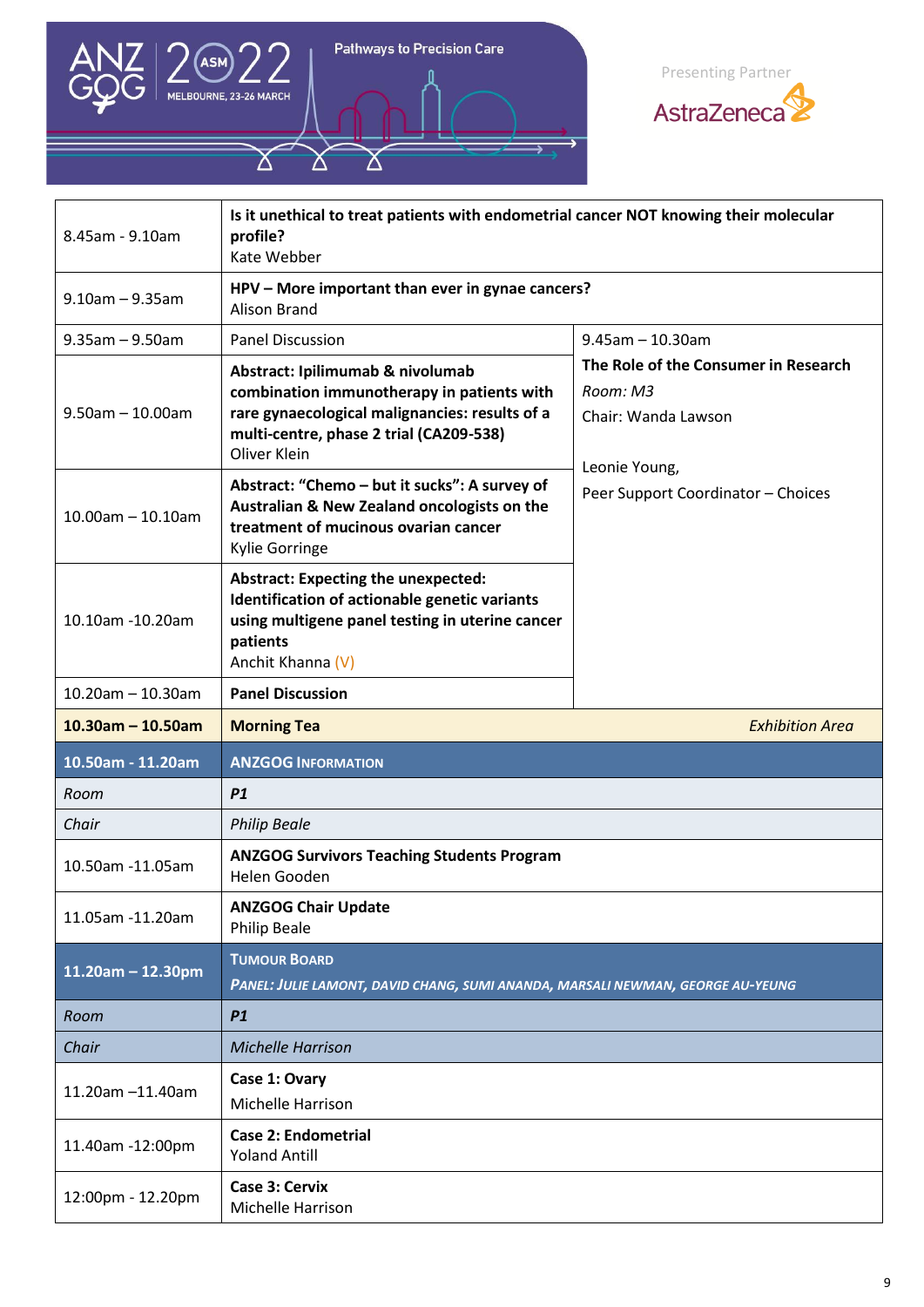| | | |
|---|---|---|
| 8.45am - 9.10am | **Is it unethical to treat patients with endometrial cancer NOT knowing their molecular profile?** Kate Webber | |
| 9.10am – 9.35am | **HPV – More important than ever in gynae cancers?** Alison Brand | |
| 9.35am – 9.50am | Panel Discussion | 9.45am – 10.30am **The Role of the Consumer in Research** *Room: M3* Chair: Wanda Lawson Leonie Young, Peer Support Coordinator – Choices |
| 9.50am – 10.00am | **Abstract: Ipilimumab & nivolumab combination immunotherapy in patients with rare gynaecological malignancies: results of a multi-centre, phase 2 trial (CA209-538)** Oliver Klein | |
| 10.00am – 10.10am | **Abstract: "Chemo – but it sucks": A survey of Australian & New Zealand oncologists on the treatment of mucinous ovarian cancer** Kylie Gorringe | |
| 10.10am -10.20am | **Abstract: Expecting the unexpected: Identification of actionable genetic variants using multigene panel testing in uterine cancer patients** Anchit Khanna (V) | |
| 10.20am – 10.30am | **Panel Discussion** | |
| **10.30am – 10.50am** | **Morning Tea** | *Exhibition Area* |
| **10.50am - 11.20am** | **ANZGOG INFORMATION** | |
| *Room* | ***P1*** | |
| *Chair* | *Philip Beale* | |
| 10.50am -11.05am | **ANZGOG Survivors Teaching Students Program** Helen Gooden | |
| 11.05am -11.20am | **ANZGOG Chair Update** Philip Beale | |
| **11.20am – 12.30pm** | **TUMOUR BOARD** ***PANEL: JULIE LAMONT, DAVID CHANG, SUMI ANANDA, MARSALI NEWMAN, GEORGE AU-YEUNG*** | |
| *Room* | ***P1*** | |
| *Chair* | *Michelle Harrison* | |
| 11.20am –11.40am | **Case 1: Ovary** Michelle Harrison | |
| 11.40am -12:00pm | **Case 2: Endometrial** Yoland Antill | |
| 12:00pm - 12.20pm | **Case 3: Cervix** Michelle Harrison | |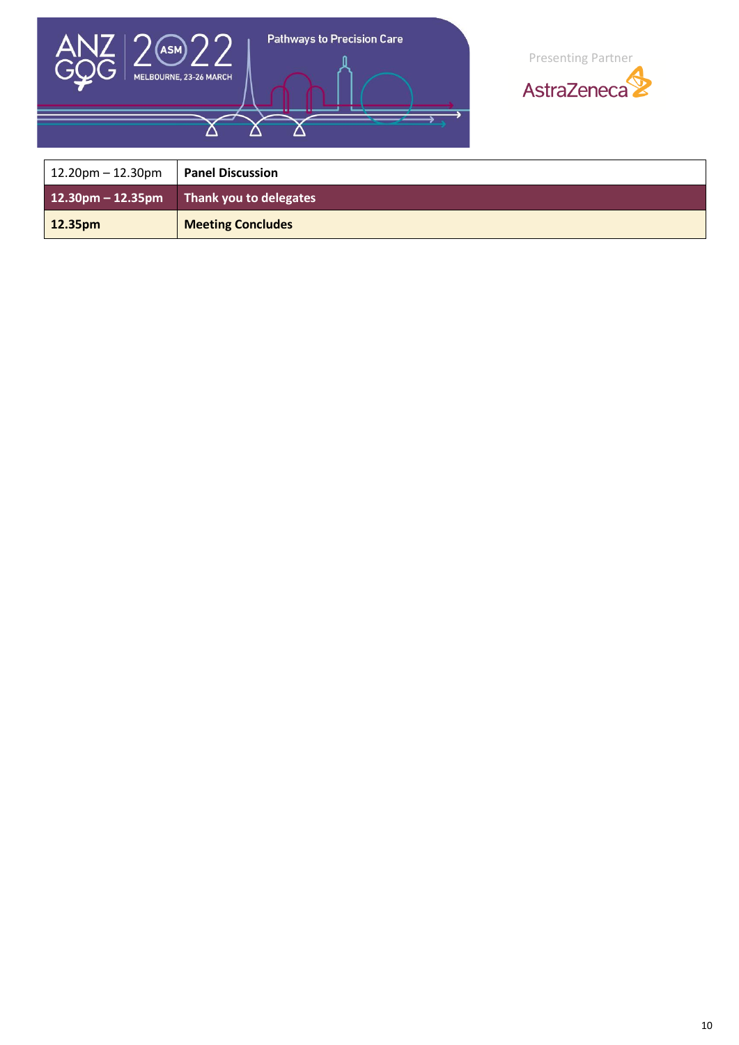| | |
|---|---|
| 12.20pm – 12.30pm | **Panel Discussion** |
| **12.30pm – 12.35pm** | **Thank you to delegates** |
| **12.35pm** | **Meeting Concludes** |